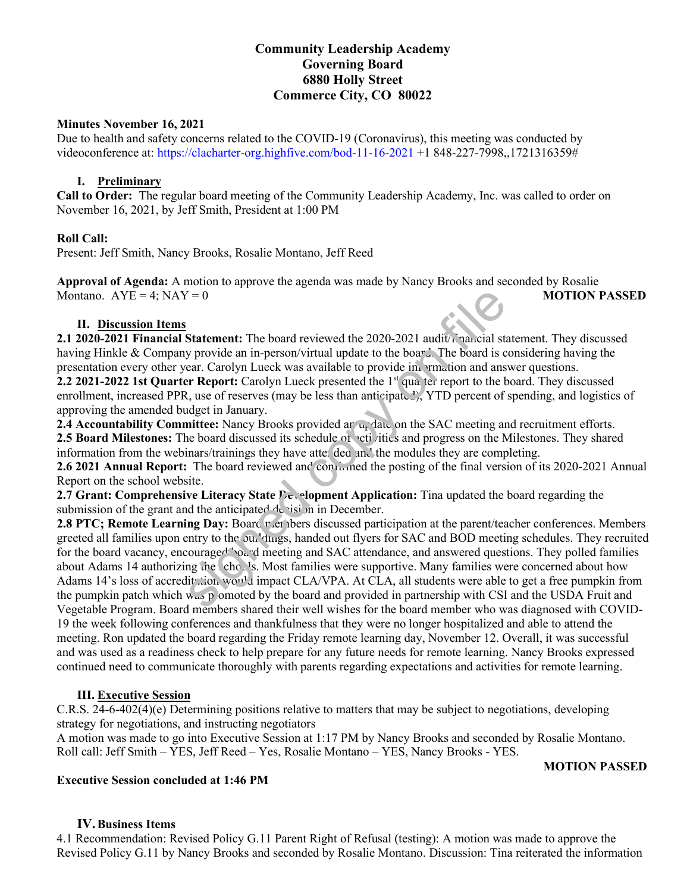# Community Leadership Academy
# Governing Board
# 6880 Holly Street
# Commerce City, CO 80022

**Minutes November 16, 2021**

Due to health and safety concerns related to the COVID-19 (Coronavirus), this meeting was conducted by videoconference at: https://clacharter-org.highfive.com/bod-11-16-2021 +1 848-227-7998,,1721316359#

## I. Preliminary

**Call to Order:** The regular board meeting of the Community Leadership Academy, Inc. was called to order on November 16, 2021, by Jeff Smith, President at 1:00 PM

**Roll Call:**
Present: Jeff Smith, Nancy Brooks, Rosalie Montano, Jeff Reed

**Approval of Agenda:** A motion to approve the agenda was made by Nancy Brooks and seconded by Rosalie Montano. AYE = 4; NAY = 0 **MOTION PASSED**

## II. Discussion Items

**2.1 2020-2021 Financial Statement:** The board reviewed the 2020-2021 audit/financial statement. They discussed having Hinkle & Company provide an in-person/virtual update to the board. The board is considering having the presentation every other year. Carolyn Lueck was available to provide information and answer questions.

**2.2 2021-2022 1st Quarter Report:** Carolyn Lueck presented the 1st quarter report to the board. They discussed enrollment, increased PPR, use of reserves (may be less than anticipated), YTD percent of spending, and logistics of approving the amended budget in January.

**2.4 Accountability Committee:** Nancy Brooks provided an update on the SAC meeting and recruitment efforts.

**2.5 Board Milestones:** The board discussed its schedule of activities and progress on the Milestones. They shared information from the webinars/trainings they have attended and the modules they are completing.

**2.6 2021 Annual Report:** The board reviewed and confirmed the posting of the final version of its 2020-2021 Annual Report on the school website.

**2.7 Grant: Comprehensive Literacy State Development Application:** Tina updated the board regarding the submission of the grant and the anticipated decision in December.

**2.8 PTC; Remote Learning Day:** Board members discussed participation at the parent/teacher conferences. Members greeted all families upon entry to the buildings, handed out flyers for SAC and BOD meeting schedules. They recruited for the board vacancy, encouraged board meeting and SAC attendance, and answered questions. They polled families about Adams 14 authorizing the schools. Most families were supportive. Many families were concerned about how Adams 14's loss of accreditation would impact CLA/VPA. At CLA, all students were able to get a free pumpkin from the pumpkin patch which was promoted by the board and provided in partnership with CSI and the USDA Fruit and Vegetable Program. Board members shared their well wishes for the board member who was diagnosed with COVID-19 the week following conferences and thankfulness that they were no longer hospitalized and able to attend the meeting. Ron updated the board regarding the Friday remote learning day, November 12. Overall, it was successful and was used as a readiness check to help prepare for any future needs for remote learning. Nancy Brooks expressed continued need to communicate thoroughly with parents regarding expectations and activities for remote learning.

## III. Executive Session

C.R.S. 24-6-402(4)(e) Determining positions relative to matters that may be subject to negotiations, developing strategy for negotiations, and instructing negotiators

A motion was made to go into Executive Session at 1:17 PM by Nancy Brooks and seconded by Rosalie Montano. Roll call: Jeff Smith – YES, Jeff Reed – Yes, Rosalie Montano – YES, Nancy Brooks - YES.

**MOTION PASSED**

**Executive Session concluded at 1:46 PM**

## IV. Business Items

4.1 Recommendation: Revised Policy G.11 Parent Right of Refusal (testing): A motion was made to approve the Revised Policy G.11 by Nancy Brooks and seconded by Rosalie Montano. Discussion: Tina reiterated the information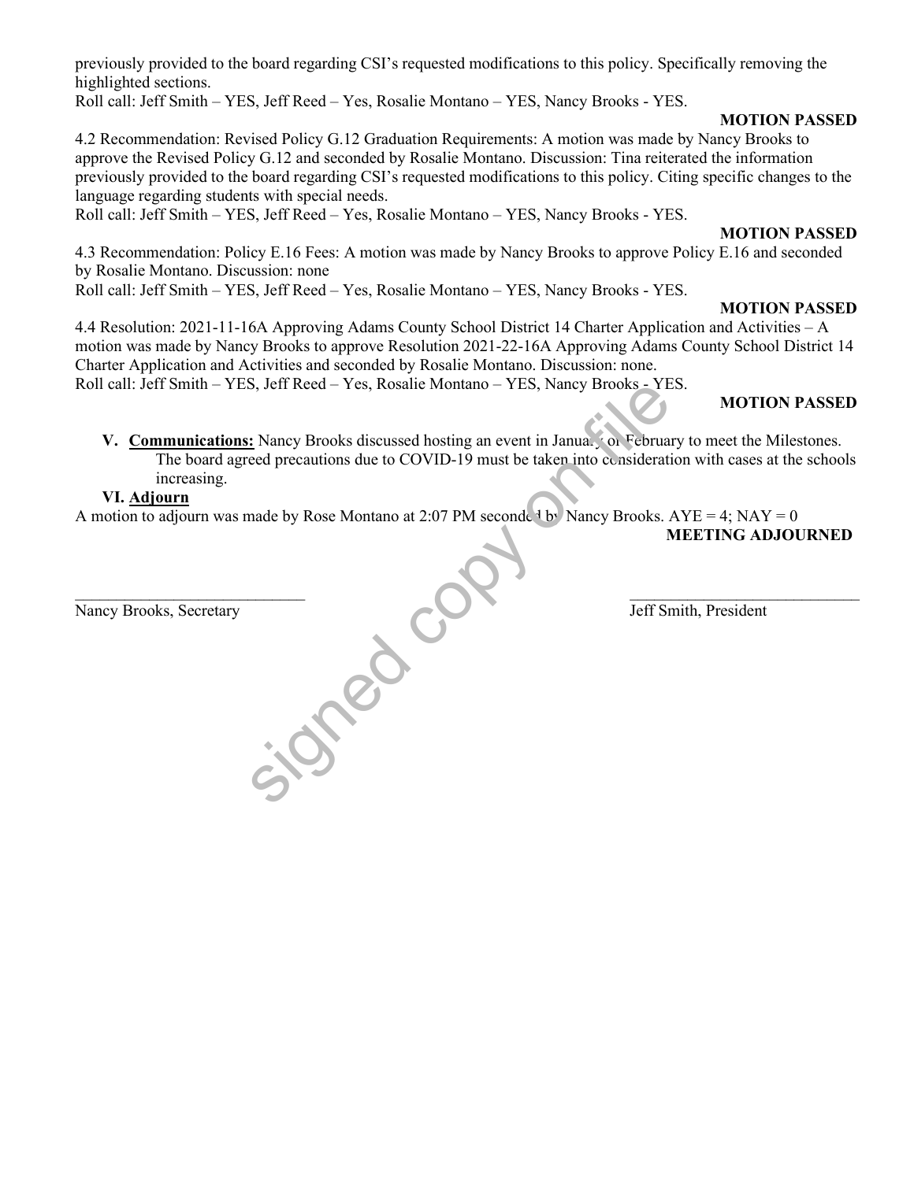previously provided to the board regarding CSI's requested modifications to this policy. Specifically removing the highlighted sections.

Roll call: Jeff Smith – YES, Jeff Reed – Yes, Rosalie Montano – YES, Nancy Brooks - YES.

**MOTION PASSED**

4.2 Recommendation: Revised Policy G.12 Graduation Requirements: A motion was made by Nancy Brooks to approve the Revised Policy G.12 and seconded by Rosalie Montano. Discussion: Tina reiterated the information previously provided to the board regarding CSI's requested modifications to this policy. Citing specific changes to the language regarding students with special needs.

Roll call: Jeff Smith – YES, Jeff Reed – Yes, Rosalie Montano – YES, Nancy Brooks - YES.

**MOTION PASSED**

4.3 Recommendation: Policy E.16 Fees: A motion was made by Nancy Brooks to approve Policy E.16 and seconded by Rosalie Montano. Discussion: none

Roll call: Jeff Smith – YES, Jeff Reed – Yes, Rosalie Montano – YES, Nancy Brooks - YES.

**MOTION PASSED**

4.4 Resolution: 2021-11-16A Approving Adams County School District 14 Charter Application and Activities – A motion was made by Nancy Brooks to approve Resolution 2021-22-16A Approving Adams County School District 14 Charter Application and Activities and seconded by Rosalie Montano. Discussion: none.

Roll call: Jeff Smith – YES, Jeff Reed – Yes, Rosalie Montano – YES, Nancy Brooks - YES.

**MOTION PASSED**

**V. Communications:** Nancy Brooks discussed hosting an event in January or February to meet the Milestones. The board agreed precautions due to COVID-19 must be taken into consideration with cases at the schools increasing.

**VI. Adjourn**

A motion to adjourn was made by Rose Montano at 2:07 PM seconded by Nancy Brooks. AYE = 4; NAY = 0

**MEETING ADJOURNED**

signed copy on file

_____________________________
Nancy Brooks, Secretary

_____________________________
Jeff Smith, President